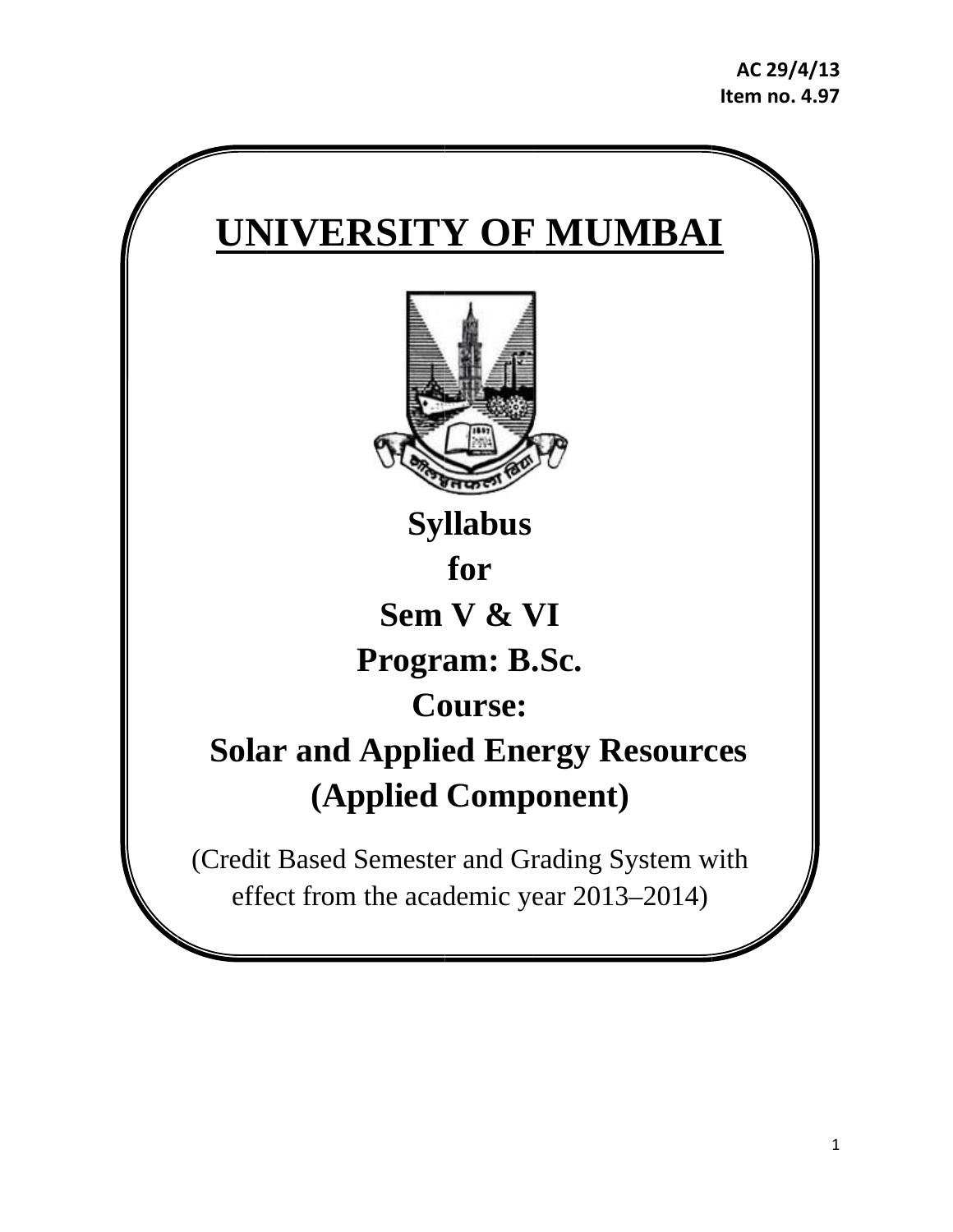**AC 29/4/13**
**Item no. 4.97**

# UNIVERSITY OF MUMBAI

## Syllabus
## for
## Sem V & VI
## Program: B.Sc.
## Course:
## Solar and Applied Energy Resources
## (Applied Component)

(Credit Based Semester and Grading System with effect from the academic year 2013–2014)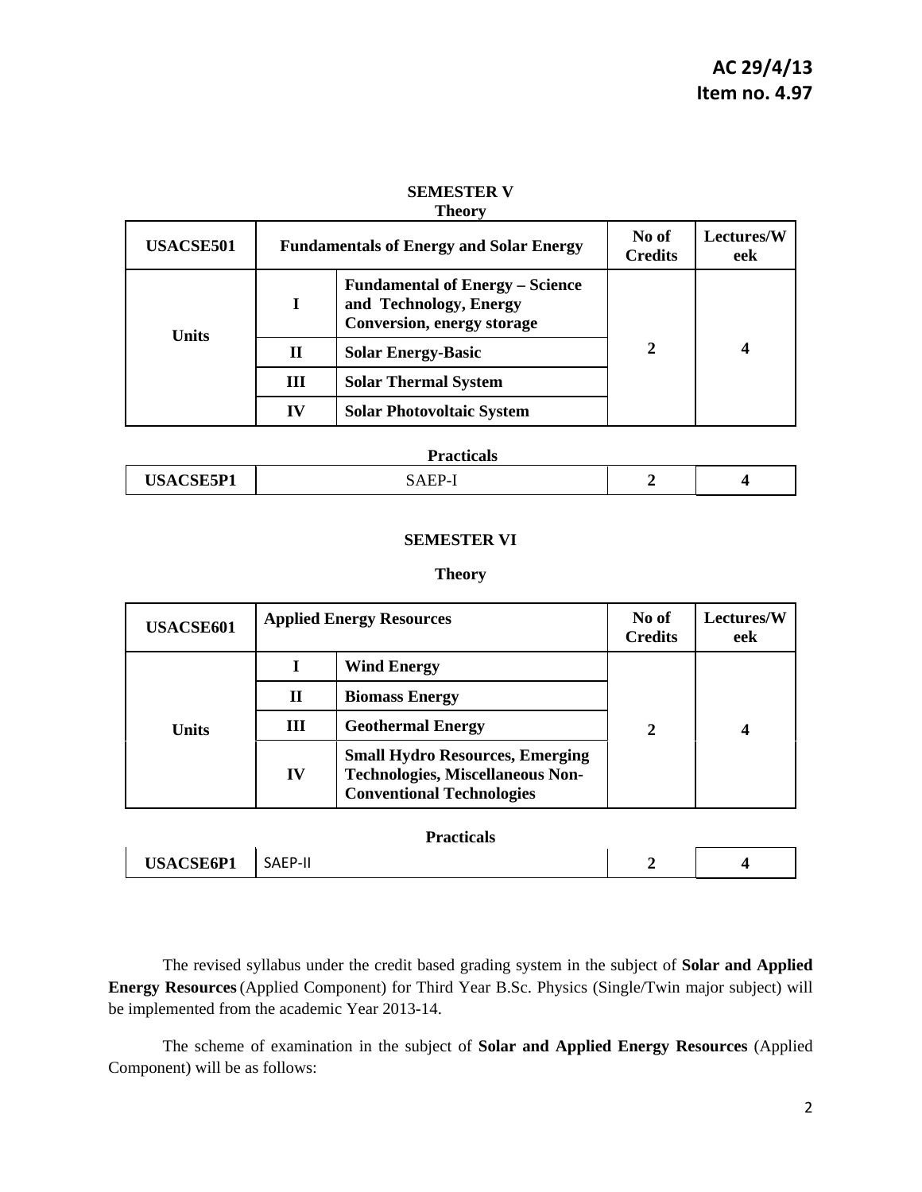**AC 29/4/13**
**Item no. 4.97**

## SEMESTER V

### Theory

| USACSE501 | Fundamentals of Energy and Solar Energy | | No of Credits | Lectures/Week |
|---|---|---|---|---|
| Units | I | Fundamental of Energy – Science and Technology, Energy Conversion, energy storage | 2 | 4 |
| | II | Solar Energy-Basic | | |
| | III | Solar Thermal System | | |
| | IV | Solar Photovoltaic System | | |

### Practicals

| USACSE5P1 | SAEP-I | 2 | 4 |
|---|---|---|---|

## SEMESTER VI

### Theory

| USACSE601 | Applied Energy Resources | | No of Credits | Lectures/Week |
|---|---|---|---|---|
| Units | I | Wind Energy | 2 | 4 |
| | II | Biomass Energy | | |
| | III | Geothermal Energy | | |
| | IV | Small Hydro Resources, Emerging Technologies, Miscellaneous Non-Conventional Technologies | | |

### Practicals

| USACSE6P1 | SAEP-II | 2 | 4 |
|---|---|---|---|

The revised syllabus under the credit based grading system in the subject of **Solar and Applied Energy Resources** (Applied Component) for Third Year B.Sc. Physics (Single/Twin major subject) will be implemented from the academic Year 2013-14.

The scheme of examination in the subject of **Solar and Applied Energy Resources** (Applied Component) will be as follows: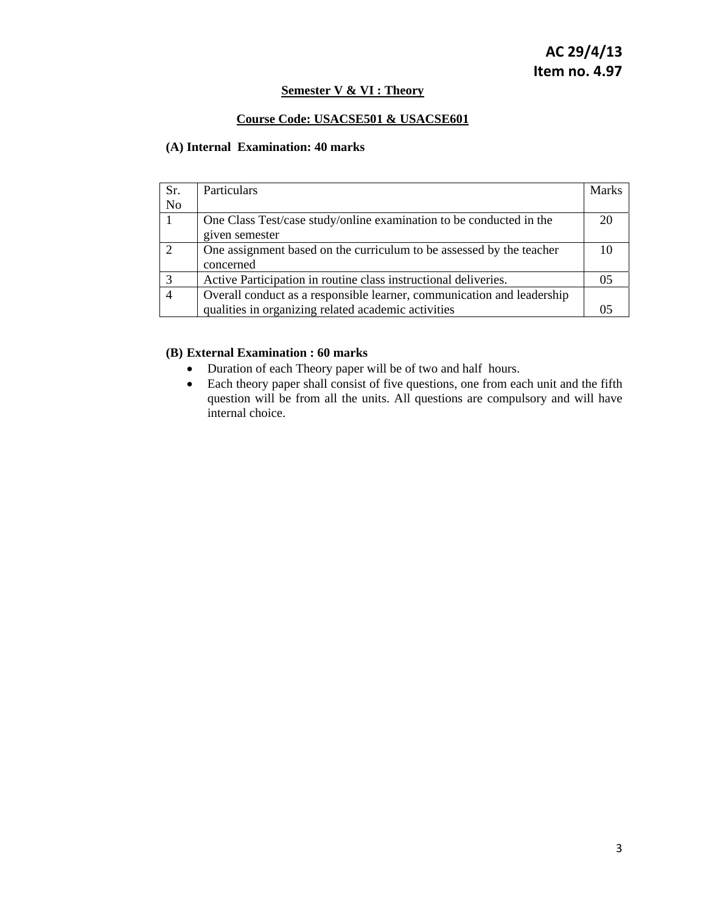**AC 29/4/13**
**Item no. 4.97**

## Semester V & VI : Theory

### Course Code: USACSE501 & USACSE601

**(A) Internal Examination: 40 marks**

| Sr. No | Particulars | Marks |
|---|---|---|
| 1 | One Class Test/case study/online examination to be conducted in the given semester | 20 |
| 2 | One assignment based on the curriculum to be assessed by the teacher concerned | 10 |
| 3 | Active Participation in routine class instructional deliveries. | 05 |
| 4 | Overall conduct as a responsible learner, communication and leadership qualities in organizing related academic activities | 05 |

**(B) External Examination : 60 marks**

- Duration of each Theory paper will be of two and half hours.
- Each theory paper shall consist of five questions, one from each unit and the fifth question will be from all the units. All questions are compulsory and will have internal choice.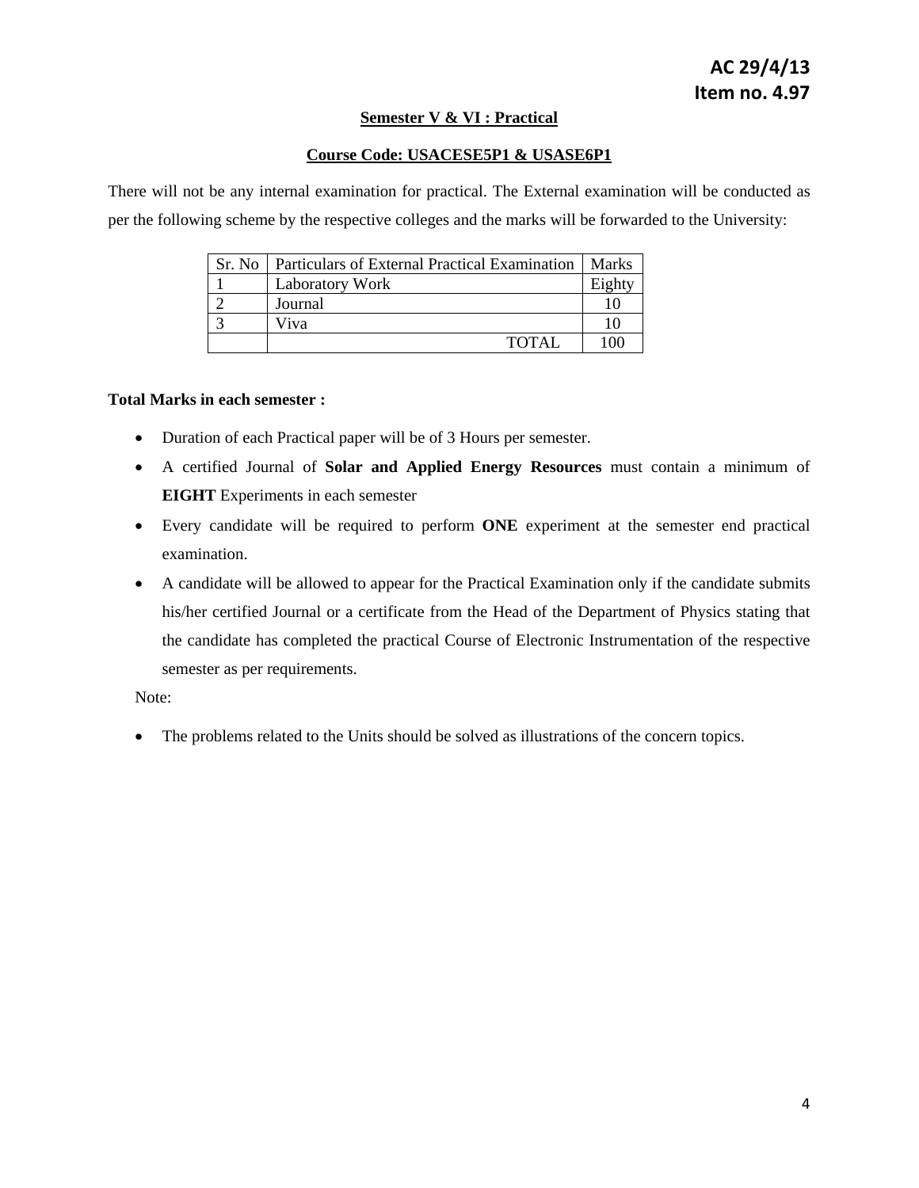**AC 29/4/13**
**Item no. 4.97**

## Semester V & VI : Practical

## Course Code: USACESE5P1 & USASE6P1

There will not be any internal examination for practical. The External examination will be conducted as per the following scheme by the respective colleges and the marks will be forwarded to the University:

| Sr. No | Particulars of External Practical Examination | Marks |
|---|---|---|
| 1 | Laboratory Work | Eighty |
| 2 | Journal | 10 |
| 3 | Viva | 10 |
| | TOTAL | 100 |

**Total Marks in each semester :**

- Duration of each Practical paper will be of 3 Hours per semester.
- A certified Journal of **Solar and Applied Energy Resources** must contain a minimum of **EIGHT** Experiments in each semester
- Every candidate will be required to perform **ONE** experiment at the semester end practical examination.
- A candidate will be allowed to appear for the Practical Examination only if the candidate submits his/her certified Journal or a certificate from the Head of the Department of Physics stating that the candidate has completed the practical Course of Electronic Instrumentation of the respective semester as per requirements.

Note:

- The problems related to the Units should be solved as illustrations of the concern topics.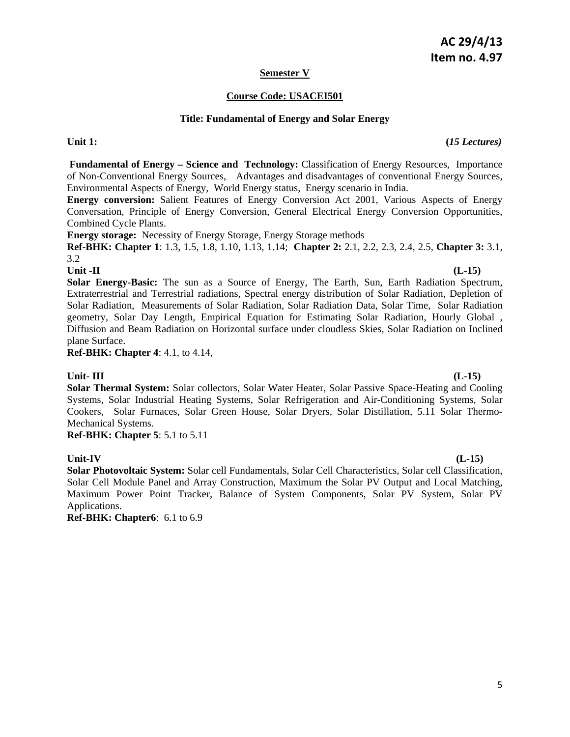**AC 29/4/13**
**Item no. 4.97**

## Semester V

### Course Code: USACEI501

### Title: Fundamental of Energy and Solar Energy

**Unit 1:** **(*15 Lectures*)**

**Fundamental of Energy – Science and Technology:** Classification of Energy Resources, Importance of Non-Conventional Energy Sources, Advantages and disadvantages of conventional Energy Sources, Environmental Aspects of Energy, World Energy status, Energy scenario in India.

**Energy conversion:** Salient Features of Energy Conversion Act 2001, Various Aspects of Energy Conversation, Principle of Energy Conversion, General Electrical Energy Conversion Opportunities, Combined Cycle Plants.

**Energy storage:** Necessity of Energy Storage, Energy Storage methods

**Ref-BHK: Chapter 1**: 1.3, 1.5, 1.8, 1.10, 1.13, 1.14; **Chapter 2:** 2.1, 2.2, 2.3, 2.4, 2.5, **Chapter 3:** 3.1, 3.2

**Unit -II** **(L-15)**

**Solar Energy-Basic:** The sun as a Source of Energy, The Earth, Sun, Earth Radiation Spectrum, Extraterrestrial and Terrestrial radiations, Spectral energy distribution of Solar Radiation, Depletion of Solar Radiation, Measurements of Solar Radiation, Solar Radiation Data, Solar Time, Solar Radiation geometry, Solar Day Length, Empirical Equation for Estimating Solar Radiation, Hourly Global , Diffusion and Beam Radiation on Horizontal surface under cloudless Skies, Solar Radiation on Inclined plane Surface.

**Ref-BHK: Chapter 4**: 4.1, to 4.14,

**Unit- III** **(L-15)**

**Solar Thermal System:** Solar collectors, Solar Water Heater, Solar Passive Space-Heating and Cooling Systems, Solar Industrial Heating Systems, Solar Refrigeration and Air-Conditioning Systems, Solar Cookers, Solar Furnaces, Solar Green House, Solar Dryers, Solar Distillation, 5.11 Solar Thermo-Mechanical Systems.

**Ref-BHK: Chapter 5**: 5.1 to 5.11

**Unit-IV** **(L-15)**

**Solar Photovoltaic System:** Solar cell Fundamentals, Solar Cell Characteristics, Solar cell Classification, Solar Cell Module Panel and Array Construction, Maximum the Solar PV Output and Local Matching, Maximum Power Point Tracker, Balance of System Components, Solar PV System, Solar PV Applications.

**Ref-BHK: Chapter6**: 6.1 to 6.9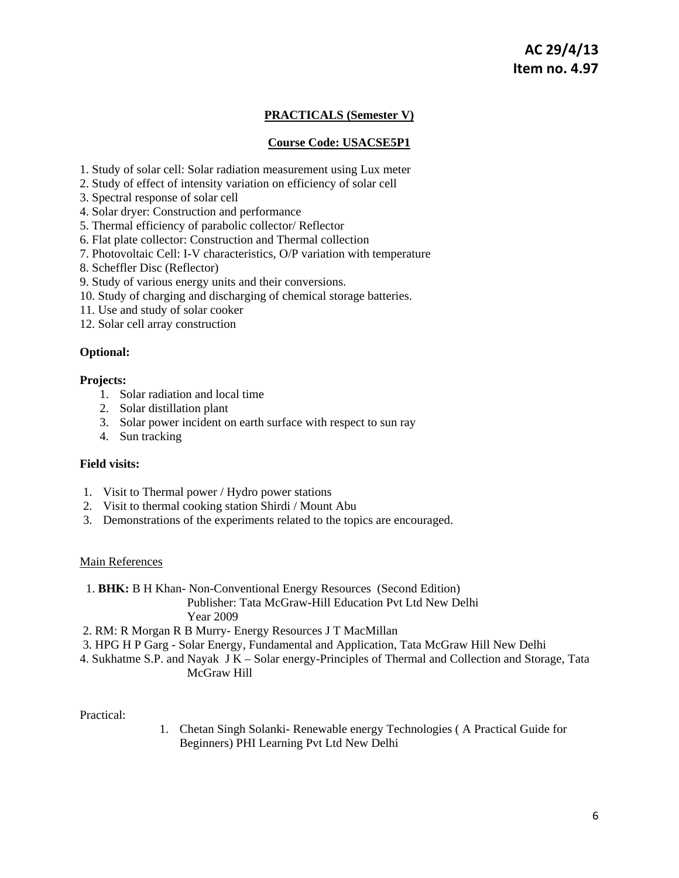**AC 29/4/13**
**Item no. 4.97**

## PRACTICALS (Semester V)

### Course Code: USACSE5P1

1. Study of solar cell: Solar radiation measurement using Lux meter
2. Study of effect of intensity variation on efficiency of solar cell
3. Spectral response of solar cell
4. Solar dryer: Construction and performance
5. Thermal efficiency of parabolic collector/ Reflector
6. Flat plate collector: Construction and Thermal collection
7. Photovoltaic Cell: I-V characteristics, O/P variation with temperature
8. Scheffler Disc (Reflector)
9. Study of various energy units and their conversions.
10. Study of charging and discharging of chemical storage batteries.
11. Use and study of solar cooker
12. Solar cell array construction

**Optional:**

**Projects:**

1. Solar radiation and local time
2. Solar distillation plant
3. Solar power incident on earth surface with respect to sun ray
4. Sun tracking

**Field visits:**

1. Visit to Thermal power / Hydro power stations
2. Visit to thermal cooking station Shirdi / Mount Abu
3. Demonstrations of the experiments related to the topics are encouraged.

Main References

1. **BHK:** B H Khan- Non-Conventional Energy Resources (Second Edition)
   Publisher: Tata McGraw-Hill Education Pvt Ltd New Delhi
   Year 2009
2. RM: R Morgan R B Murry- Energy Resources J T MacMillan
3. HPG H P Garg - Solar Energy, Fundamental and Application, Tata McGraw Hill New Delhi
4. Sukhatme S.P. and Nayak J K – Solar energy-Principles of Thermal and Collection and Storage, Tata McGraw Hill

Practical:

1. Chetan Singh Solanki- Renewable energy Technologies ( A Practical Guide for Beginners) PHI Learning Pvt Ltd New Delhi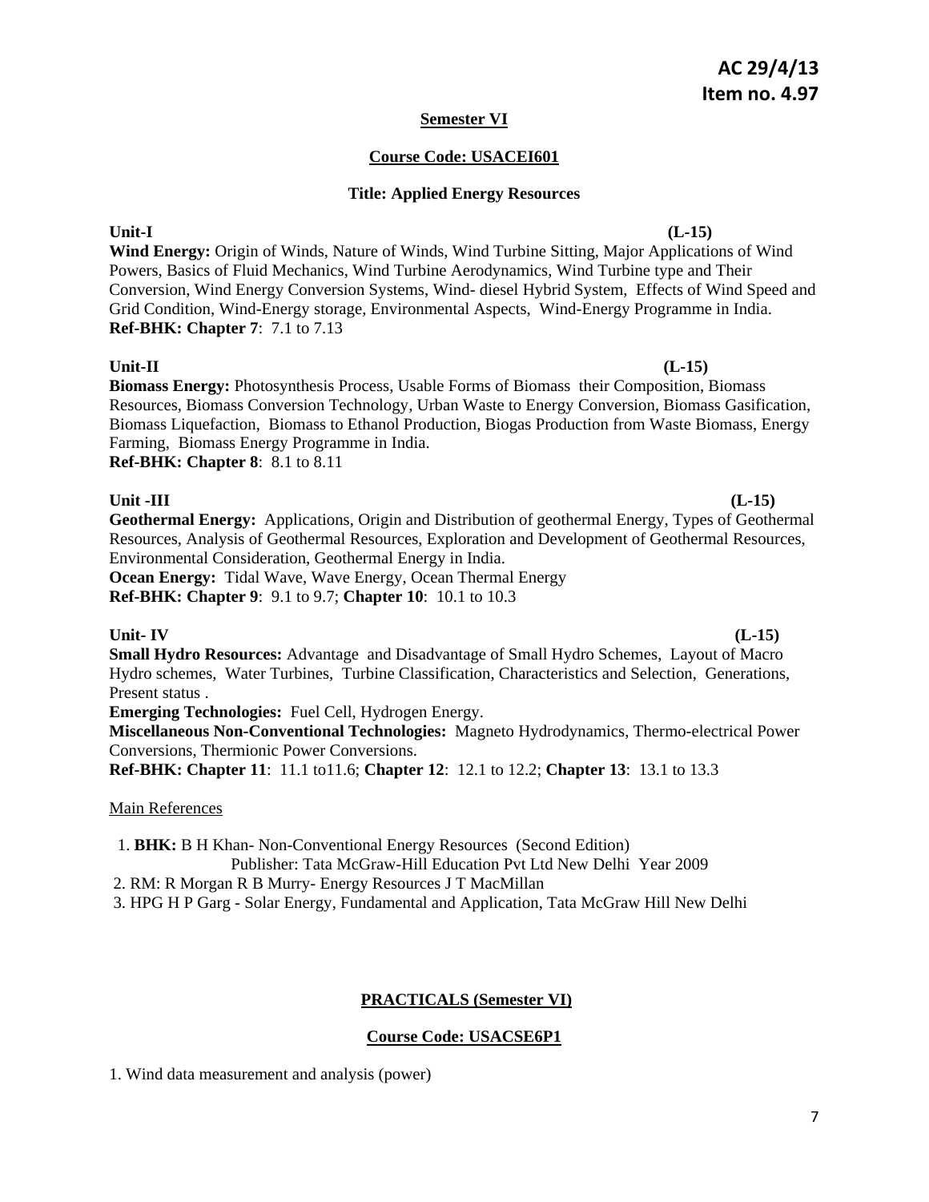**AC 29/4/13**
**Item no. 4.97**

## Semester VI

### Course Code: USACEI601

### Title: Applied Energy Resources

**Unit-I** **(L-15)**

**Wind Energy:** Origin of Winds, Nature of Winds, Wind Turbine Sitting, Major Applications of Wind Powers, Basics of Fluid Mechanics, Wind Turbine Aerodynamics, Wind Turbine type and Their Conversion, Wind Energy Conversion Systems, Wind- diesel Hybrid System, Effects of Wind Speed and Grid Condition, Wind-Energy storage, Environmental Aspects, Wind-Energy Programme in India.
**Ref-BHK: Chapter 7**: 7.1 to 7.13

**Unit-II** **(L-15)**

**Biomass Energy:** Photosynthesis Process, Usable Forms of Biomass their Composition, Biomass Resources, Biomass Conversion Technology, Urban Waste to Energy Conversion, Biomass Gasification, Biomass Liquefaction, Biomass to Ethanol Production, Biogas Production from Waste Biomass, Energy Farming, Biomass Energy Programme in India.
**Ref-BHK: Chapter 8**: 8.1 to 8.11

**Unit -III** **(L-15)**

**Geothermal Energy:** Applications, Origin and Distribution of geothermal Energy, Types of Geothermal Resources, Analysis of Geothermal Resources, Exploration and Development of Geothermal Resources, Environmental Consideration, Geothermal Energy in India.
**Ocean Energy:** Tidal Wave, Wave Energy, Ocean Thermal Energy
**Ref-BHK: Chapter 9**: 9.1 to 9.7; **Chapter 10**: 10.1 to 10.3

**Unit- IV** **(L-15)**

**Small Hydro Resources:** Advantage and Disadvantage of Small Hydro Schemes, Layout of Macro Hydro schemes, Water Turbines, Turbine Classification, Characteristics and Selection, Generations, Present status .
**Emerging Technologies:** Fuel Cell, Hydrogen Energy.
**Miscellaneous Non-Conventional Technologies:** Magneto Hydrodynamics, Thermo-electrical Power Conversions, Thermionic Power Conversions.
**Ref-BHK: Chapter 11**: 11.1 to11.6; **Chapter 12**: 12.1 to 12.2; **Chapter 13**: 13.1 to 13.3

Main References

1. **BHK:** B H Khan- Non-Conventional Energy Resources (Second Edition)
   Publisher: Tata McGraw-Hill Education Pvt Ltd New Delhi Year 2009
2. RM: R Morgan R B Murry- Energy Resources J T MacMillan
3. HPG H P Garg - Solar Energy, Fundamental and Application, Tata McGraw Hill New Delhi

## PRACTICALS (Semester VI)

### Course Code: USACSE6P1

1. Wind data measurement and analysis (power)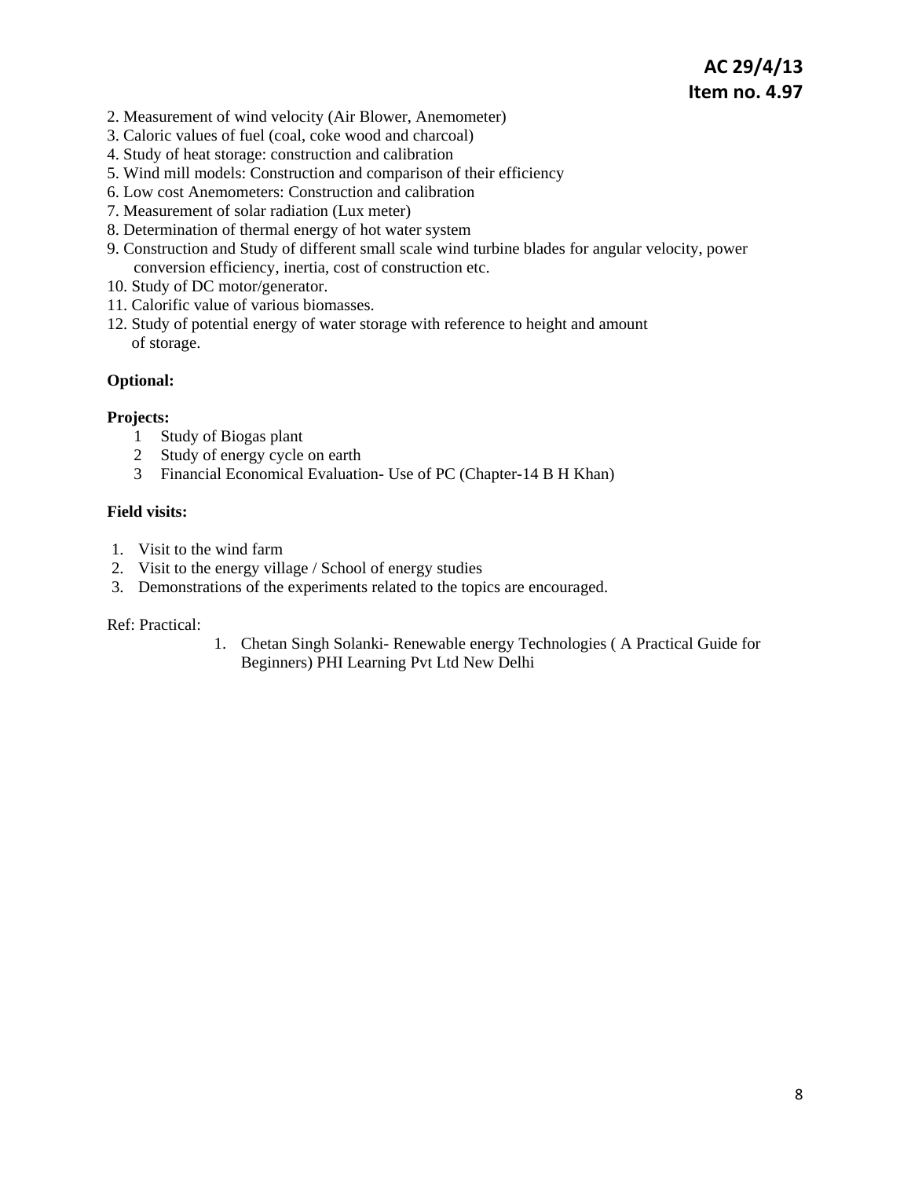**AC 29/4/13**
**Item no. 4.97**

2. Measurement of wind velocity (Air Blower, Anemometer)
3. Caloric values of fuel (coal, coke wood and charcoal)
4. Study of heat storage: construction and calibration
5. Wind mill models: Construction and comparison of their efficiency
6. Low cost Anemometers: Construction and calibration
7. Measurement of solar radiation (Lux meter)
8. Determination of thermal energy of hot water system
9. Construction and Study of different small scale wind turbine blades for angular velocity, power conversion efficiency, inertia, cost of construction etc.
10. Study of DC motor/generator.
11. Calorific value of various biomasses.
12. Study of potential energy of water storage with reference to height and amount of storage.

**Optional:**

**Projects:**

1. Study of Biogas plant
2. Study of energy cycle on earth
3. Financial Economical Evaluation- Use of PC (Chapter-14 B H Khan)

**Field visits:**

1. Visit to the wind farm
2. Visit to the energy village / School of energy studies
3. Demonstrations of the experiments related to the topics are encouraged.

Ref: Practical:

1. Chetan Singh Solanki- Renewable energy Technologies ( A Practical Guide for Beginners) PHI Learning Pvt Ltd New Delhi